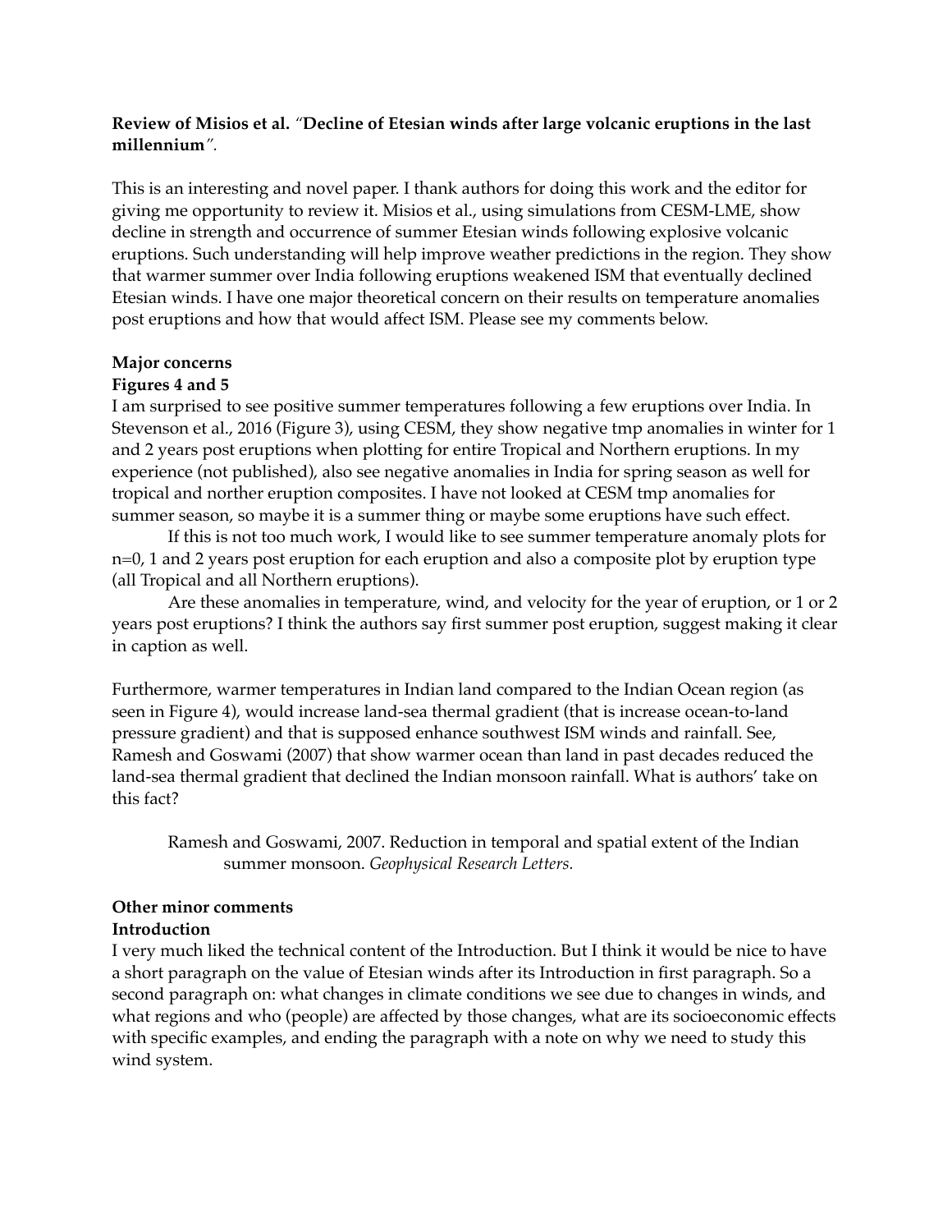**Review of Misios et al.** *"***Decline of Etesian winds after large volcanic eruptions in the last millennium***"*.

This is an interesting and novel paper. I thank authors for doing this work and the editor for giving me opportunity to review it. Misios et al., using simulations from CESM-LME, show decline in strength and occurrence of summer Etesian winds following explosive volcanic eruptions. Such understanding will help improve weather predictions in the region. They show that warmer summer over India following eruptions weakened ISM that eventually declined Etesian winds. I have one major theoretical concern on their results on temperature anomalies post eruptions and how that would affect ISM. Please see my comments below.

**Major concerns**

**Figures 4 and 5**

I am surprised to see positive summer temperatures following a few eruptions over India. In Stevenson et al., 2016 (Figure 3), using CESM, they show negative tmp anomalies in winter for 1 and 2 years post eruptions when plotting for entire Tropical and Northern eruptions. In my experience (not published), also see negative anomalies in India for spring season as well for tropical and norther eruption composites. I have not looked at CESM tmp anomalies for summer season, so maybe it is a summer thing or maybe some eruptions have such effect.

If this is not too much work, I would like to see summer temperature anomaly plots for n=0, 1 and 2 years post eruption for each eruption and also a composite plot by eruption type (all Tropical and all Northern eruptions).

Are these anomalies in temperature, wind, and velocity for the year of eruption, or 1 or 2 years post eruptions? I think the authors say first summer post eruption, suggest making it clear in caption as well.

Furthermore, warmer temperatures in Indian land compared to the Indian Ocean region (as seen in Figure 4), would increase land-sea thermal gradient (that is increase ocean-to-land pressure gradient) and that is supposed enhance southwest ISM winds and rainfall. See, Ramesh and Goswami (2007) that show warmer ocean than land in past decades reduced the land-sea thermal gradient that declined the Indian monsoon rainfall. What is authors' take on this fact?

> Ramesh and Goswami, 2007. Reduction in temporal and spatial extent of the Indian summer monsoon. *Geophysical Research Letters.*

**Other minor comments**

**Introduction**

I very much liked the technical content of the Introduction. But I think it would be nice to have a short paragraph on the value of Etesian winds after its Introduction in first paragraph. So a second paragraph on: what changes in climate conditions we see due to changes in winds, and what regions and who (people) are affected by those changes, what are its socioeconomic effects with specific examples, and ending the paragraph with a note on why we need to study this wind system.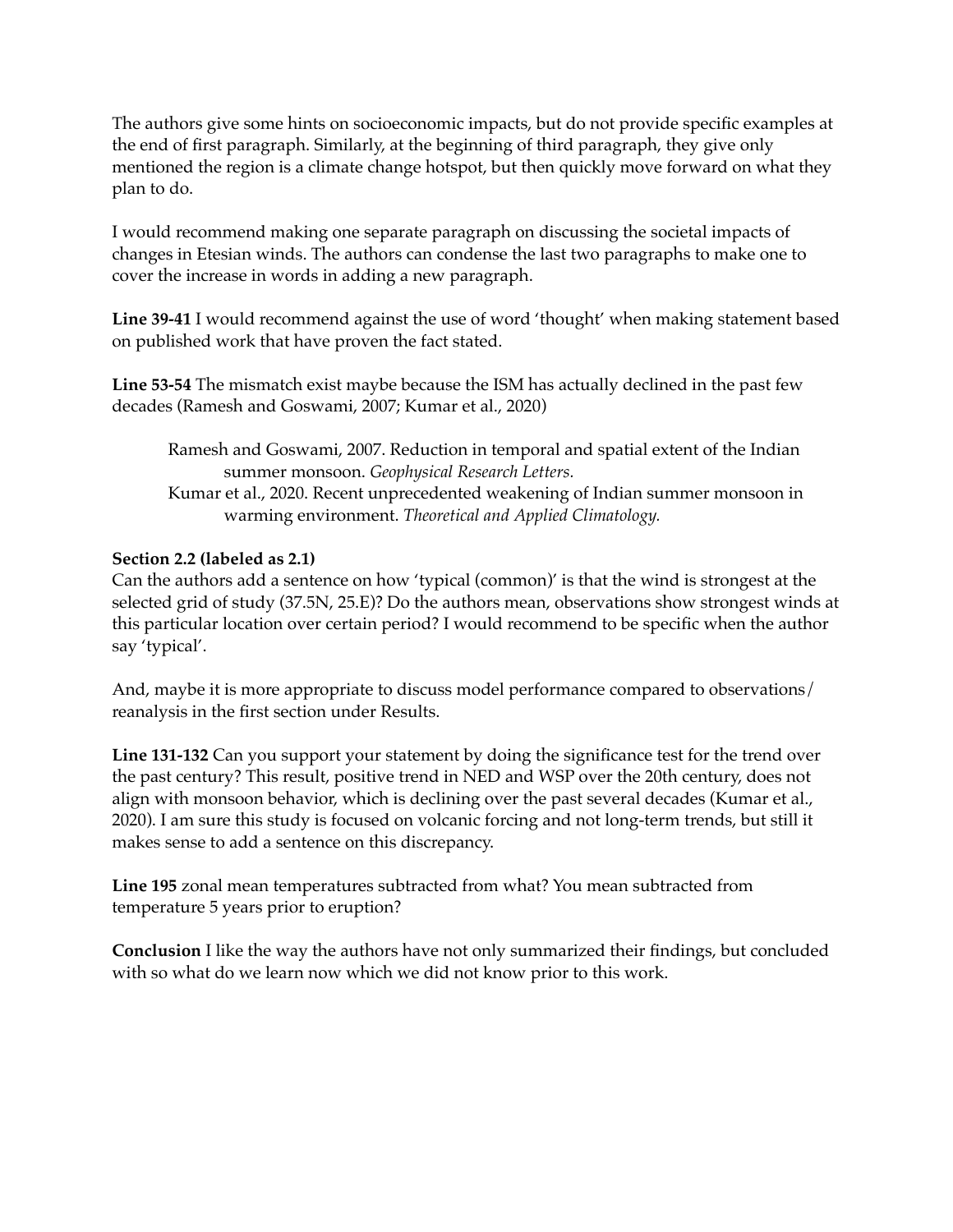The authors give some hints on socioeconomic impacts, but do not provide specific examples at the end of first paragraph. Similarly, at the beginning of third paragraph, they give only mentioned the region is a climate change hotspot, but then quickly move forward on what they plan to do.

I would recommend making one separate paragraph on discussing the societal impacts of changes in Etesian winds. The authors can condense the last two paragraphs to make one to cover the increase in words in adding a new paragraph.

**Line 39-41** I would recommend against the use of word 'thought' when making statement based on published work that have proven the fact stated.

**Line 53-54** The mismatch exist maybe because the ISM has actually declined in the past few decades (Ramesh and Goswami, 2007; Kumar et al., 2020)

> Ramesh and Goswami, 2007. Reduction in temporal and spatial extent of the Indian summer monsoon. *Geophysical Research Letters.*
>
> Kumar et al., 2020. Recent unprecedented weakening of Indian summer monsoon in warming environment. *Theoretical and Applied Climatology.*

**Section 2.2 (labeled as 2.1)**

Can the authors add a sentence on how 'typical (common)' is that the wind is strongest at the selected grid of study (37.5N, 25.E)? Do the authors mean, observations show strongest winds at this particular location over certain period? I would recommend to be specific when the author say 'typical'.

And, maybe it is more appropriate to discuss model performance compared to observations/ reanalysis in the first section under Results.

**Line 131-132** Can you support your statement by doing the significance test for the trend over the past century? This result, positive trend in NED and WSP over the 20th century, does not align with monsoon behavior, which is declining over the past several decades (Kumar et al., 2020). I am sure this study is focused on volcanic forcing and not long-term trends, but still it makes sense to add a sentence on this discrepancy.

**Line 195** zonal mean temperatures subtracted from what? You mean subtracted from temperature 5 years prior to eruption?

**Conclusion** I like the way the authors have not only summarized their findings, but concluded with so what do we learn now which we did not know prior to this work.